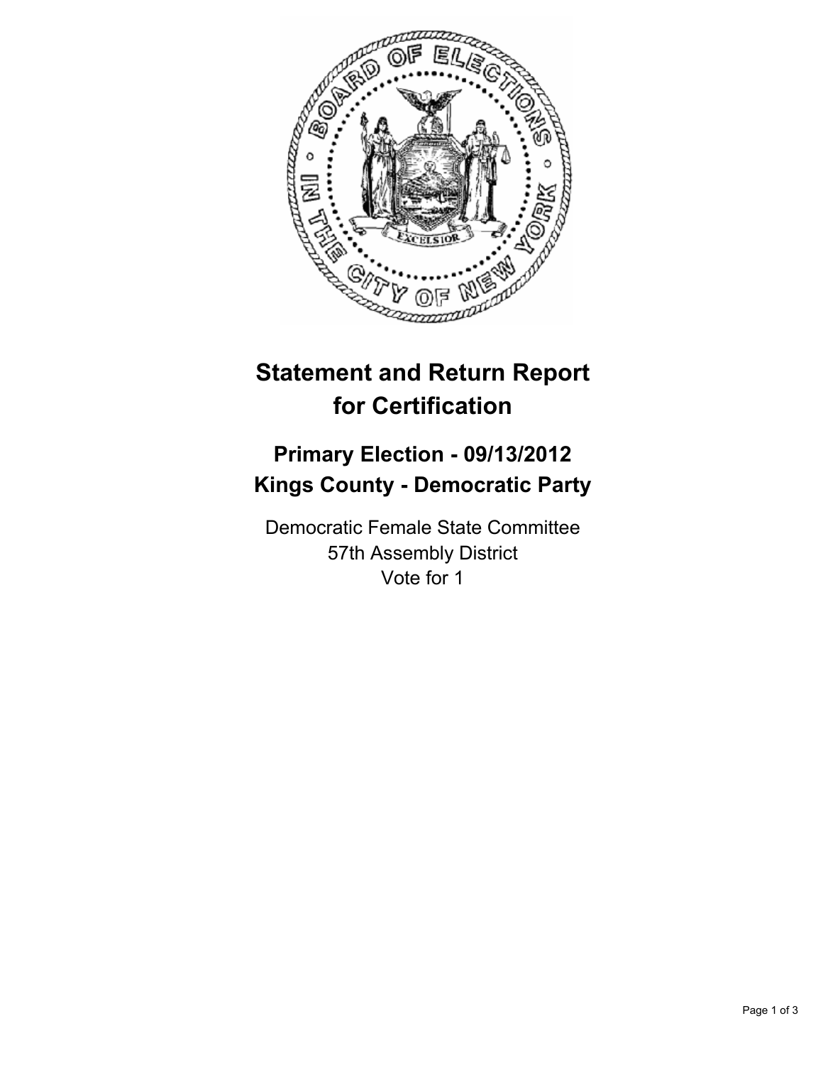# Statement and Return Report for Certification

## Primary Election - 09/13/2012
## Kings County - Democratic Party

Democratic Female State Committee
57th Assembly District
Vote for 1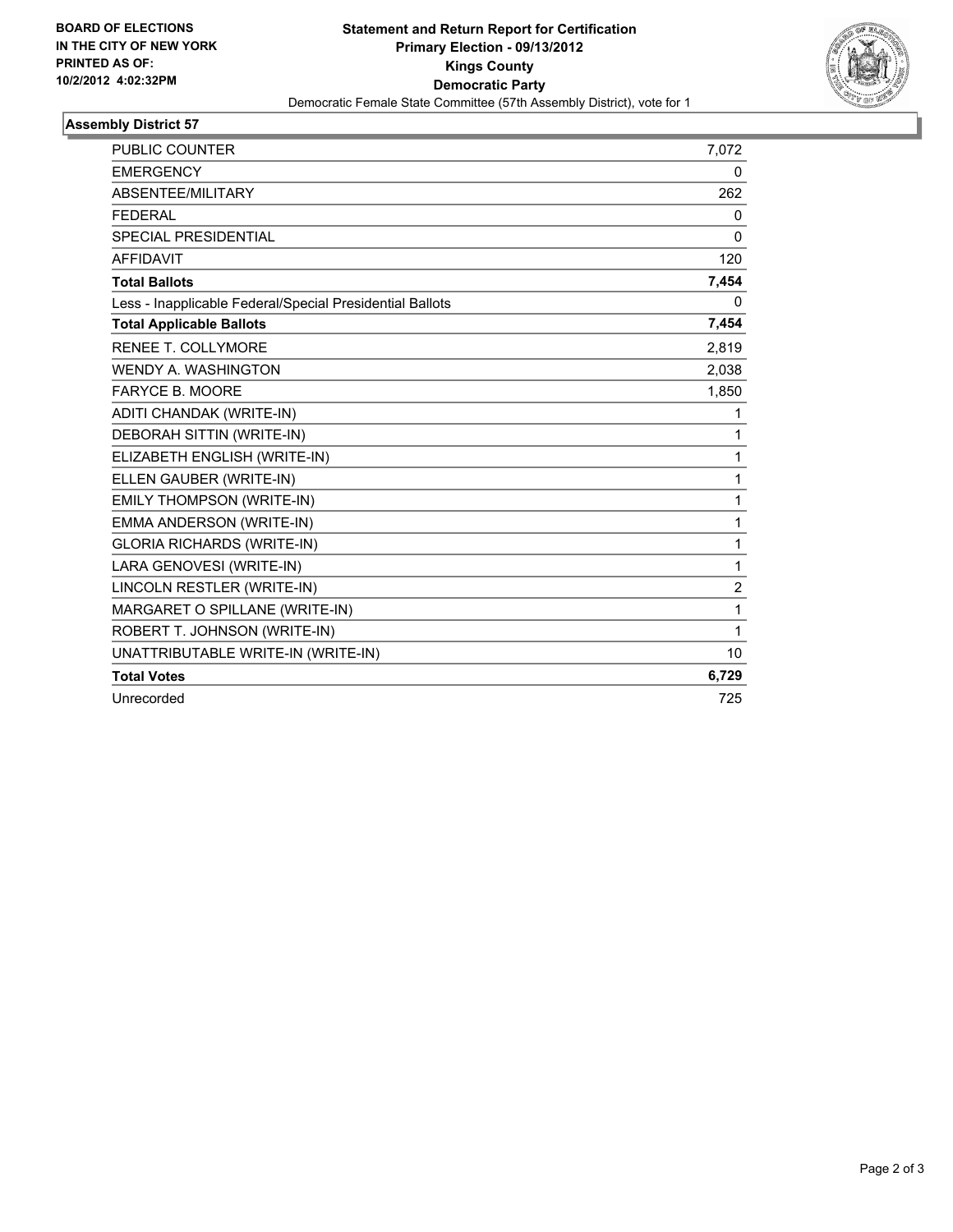BOARD OF ELECTIONS
IN THE CITY OF NEW YORK
PRINTED AS OF:
10/2/2012 4:02:32PM

# Statement and Return Report for Certification
## Primary Election - 09/13/2012
## Kings County
## Democratic Party

Democratic Female State Committee (57th Assembly District), vote for 1

### Assembly District 57

| | |
|---|---|
| PUBLIC COUNTER | 7,072 |
| EMERGENCY | 0 |
| ABSENTEE/MILITARY | 262 |
| FEDERAL | 0 |
| SPECIAL PRESIDENTIAL | 0 |
| AFFIDAVIT | 120 |
| **Total Ballots** | **7,454** |
| Less - Inapplicable Federal/Special Presidential Ballots | 0 |
| **Total Applicable Ballots** | **7,454** |
| RENEE T. COLLYMORE | 2,819 |
| WENDY A. WASHINGTON | 2,038 |
| FARYCE B. MOORE | 1,850 |
| ADITI CHANDAK (WRITE-IN) | 1 |
| DEBORAH SITTIN (WRITE-IN) | 1 |
| ELIZABETH ENGLISH (WRITE-IN) | 1 |
| ELLEN GAUBER (WRITE-IN) | 1 |
| EMILY THOMPSON (WRITE-IN) | 1 |
| EMMA ANDERSON (WRITE-IN) | 1 |
| GLORIA RICHARDS (WRITE-IN) | 1 |
| LARA GENOVESI (WRITE-IN) | 1 |
| LINCOLN RESTLER (WRITE-IN) | 2 |
| MARGARET O SPILLANE (WRITE-IN) | 1 |
| ROBERT T. JOHNSON (WRITE-IN) | 1 |
| UNATTRIBUTABLE WRITE-IN (WRITE-IN) | 10 |
| **Total Votes** | **6,729** |
| Unrecorded | 725 |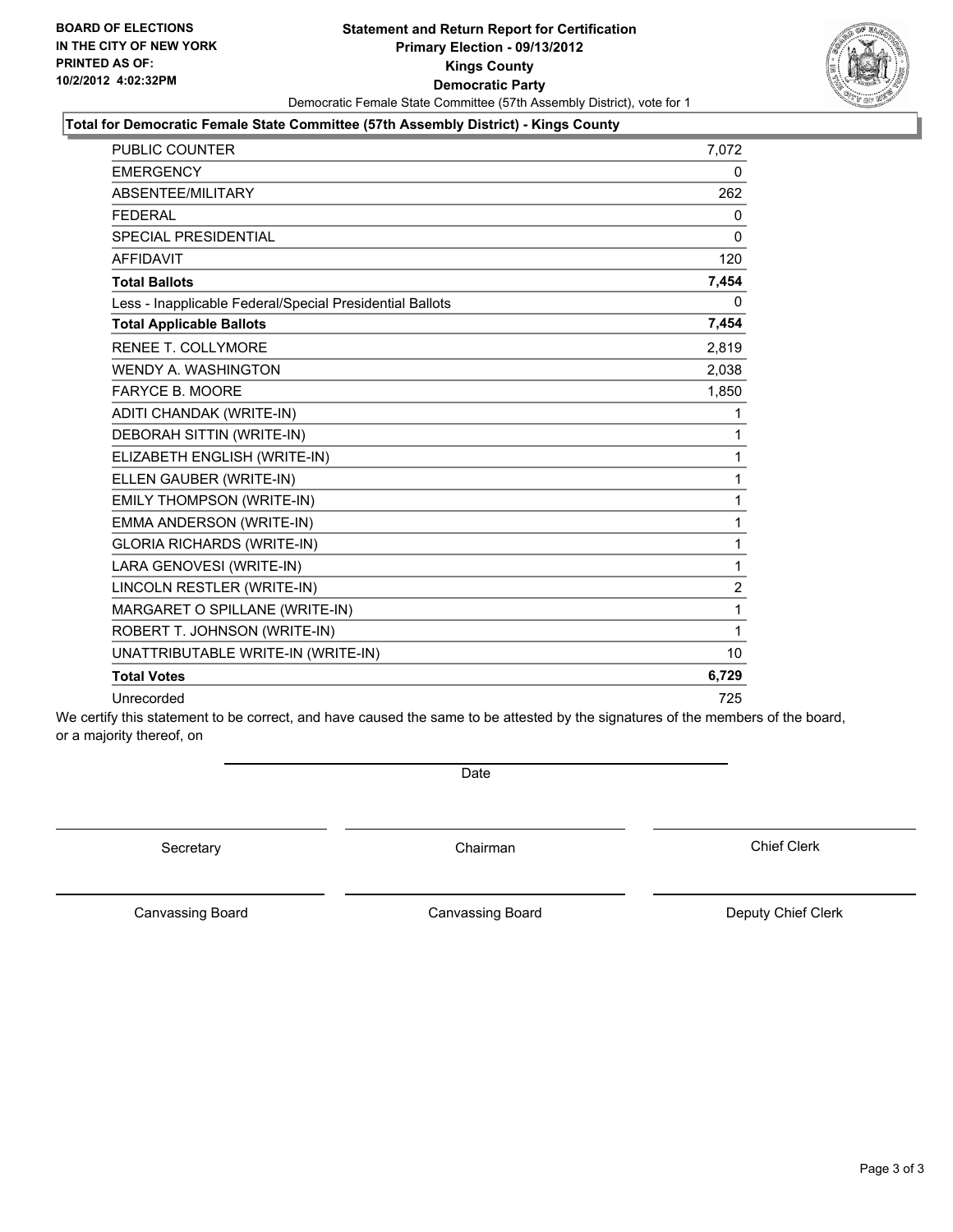**BOARD OF ELECTIONS IN THE CITY OF NEW YORK PRINTED AS OF: 10/2/2012 4:02:32PM**

# Statement and Return Report for Certification
## Primary Election - 09/13/2012
## Kings County
## Democratic Party

Democratic Female State Committee (57th Assembly District), vote for 1

**Total for Democratic Female State Committee (57th Assembly District) - Kings County**

| | |
|---|---|
| PUBLIC COUNTER | 7,072 |
| EMERGENCY | 0 |
| ABSENTEE/MILITARY | 262 |
| FEDERAL | 0 |
| SPECIAL PRESIDENTIAL | 0 |
| AFFIDAVIT | 120 |
| **Total Ballots** | **7,454** |
| Less - Inapplicable Federal/Special Presidential Ballots | 0 |
| **Total Applicable Ballots** | **7,454** |
| RENEE T. COLLYMORE | 2,819 |
| WENDY A. WASHINGTON | 2,038 |
| FARYCE B. MOORE | 1,850 |
| ADITI CHANDAK (WRITE-IN) | 1 |
| DEBORAH SITTIN (WRITE-IN) | 1 |
| ELIZABETH ENGLISH (WRITE-IN) | 1 |
| ELLEN GAUBER (WRITE-IN) | 1 |
| EMILY THOMPSON (WRITE-IN) | 1 |
| EMMA ANDERSON (WRITE-IN) | 1 |
| GLORIA RICHARDS (WRITE-IN) | 1 |
| LARA GENOVESI (WRITE-IN) | 1 |
| LINCOLN RESTLER (WRITE-IN) | 2 |
| MARGARET O SPILLANE (WRITE-IN) | 1 |
| ROBERT T. JOHNSON (WRITE-IN) | 1 |
| UNATTRIBUTABLE WRITE-IN (WRITE-IN) | 10 |
| **Total Votes** | **6,729** |
| Unrecorded | 725 |

We certify this statement to be correct, and have caused the same to be attested by the signatures of the members of the board, or a majority thereof, on

Date

Secretary    Chairman    Chief Clerk

Canvassing Board    Canvassing Board    Deputy Chief Clerk